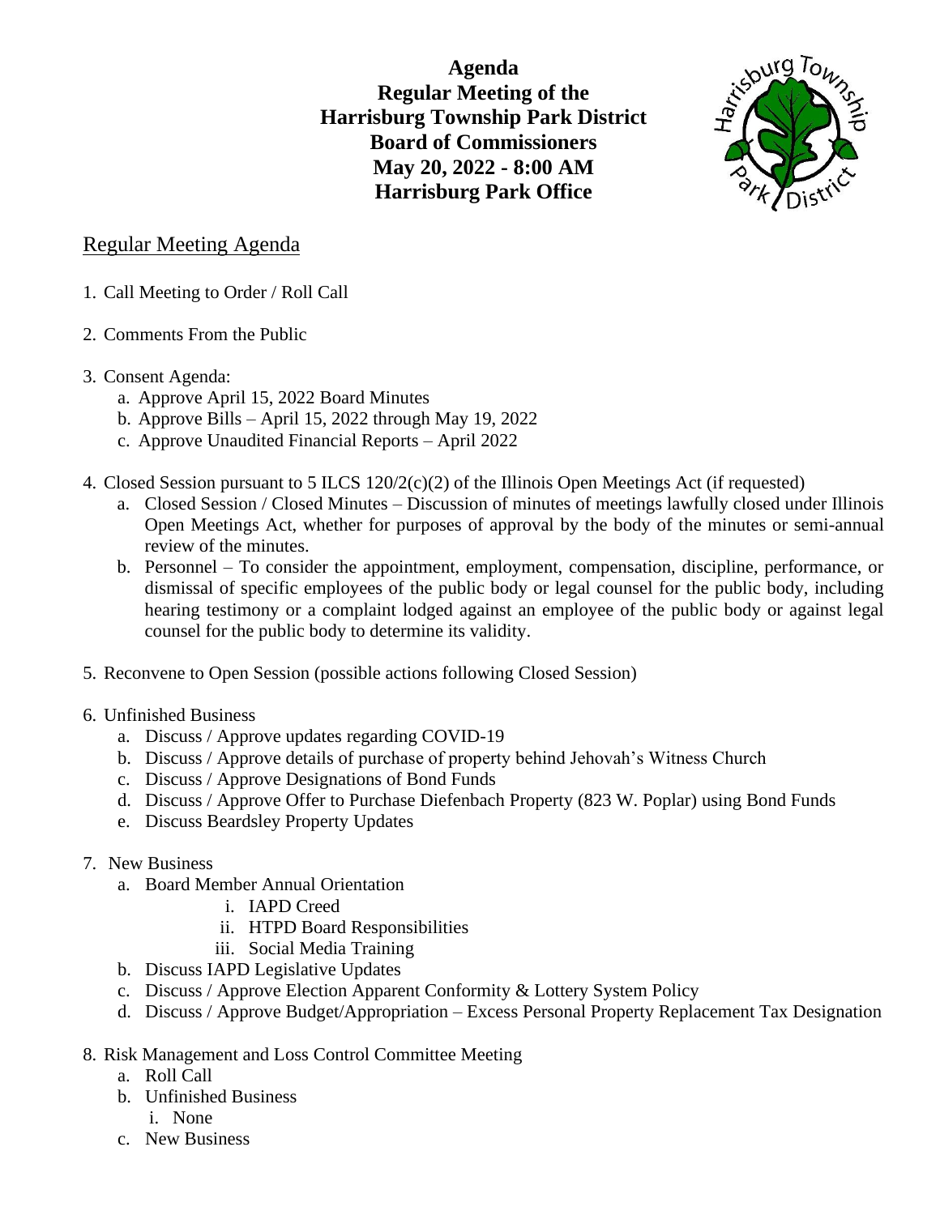**Agenda**
**Regular Meeting of the**
**Harrisburg Township Park District**
**Board of Commissioners**
**May 20, 2022 - 8:00 AM**
**Harrisburg Park Office**

## Regular Meeting Agenda

1. Call Meeting to Order / Roll Call

2. Comments From the Public

3. Consent Agenda:
   a. Approve April 15, 2022 Board Minutes
   b. Approve Bills – April 15, 2022 through May 19, 2022
   c. Approve Unaudited Financial Reports – April 2022

4. Closed Session pursuant to 5 ILCS 120/2(c)(2) of the Illinois Open Meetings Act (if requested)
   a. Closed Session / Closed Minutes – Discussion of minutes of meetings lawfully closed under Illinois Open Meetings Act, whether for purposes of approval by the body of the minutes or semi-annual review of the minutes.
   b. Personnel – To consider the appointment, employment, compensation, discipline, performance, or dismissal of specific employees of the public body or legal counsel for the public body, including hearing testimony or a complaint lodged against an employee of the public body or against legal counsel for the public body to determine its validity.

5. Reconvene to Open Session (possible actions following Closed Session)

6. Unfinished Business
   a. Discuss / Approve updates regarding COVID-19
   b. Discuss / Approve details of purchase of property behind Jehovah's Witness Church
   c. Discuss / Approve Designations of Bond Funds
   d. Discuss / Approve Offer to Purchase Diefenbach Property (823 W. Poplar) using Bond Funds
   e. Discuss Beardsley Property Updates

7. New Business
   a. Board Member Annual Orientation
      i. IAPD Creed
      ii. HTPD Board Responsibilities
      iii. Social Media Training
   b. Discuss IAPD Legislative Updates
   c. Discuss / Approve Election Apparent Conformity & Lottery System Policy
   d. Discuss / Approve Budget/Appropriation – Excess Personal Property Replacement Tax Designation

8. Risk Management and Loss Control Committee Meeting
   a. Roll Call
   b. Unfinished Business
      i. None
   c. New Business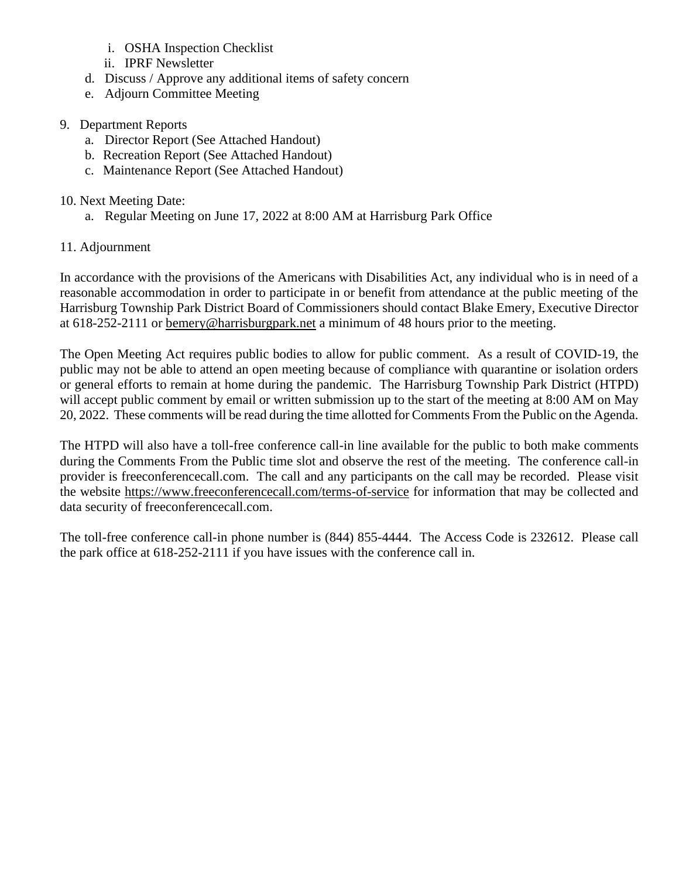i. OSHA Inspection Checklist
   ii. IPRF Newsletter
   d. Discuss / Approve any additional items of safety concern
   e. Adjourn Committee Meeting

9. Department Reports
   a. Director Report (See Attached Handout)
   b. Recreation Report (See Attached Handout)
   c. Maintenance Report (See Attached Handout)

10. Next Meeting Date:
    a. Regular Meeting on June 17, 2022 at 8:00 AM at Harrisburg Park Office

11. Adjournment

In accordance with the provisions of the Americans with Disabilities Act, any individual who is in need of a reasonable accommodation in order to participate in or benefit from attendance at the public meeting of the Harrisburg Township Park District Board of Commissioners should contact Blake Emery, Executive Director at 618-252-2111 or bemery@harrisburgpark.net a minimum of 48 hours prior to the meeting.

The Open Meeting Act requires public bodies to allow for public comment. As a result of COVID-19, the public may not be able to attend an open meeting because of compliance with quarantine or isolation orders or general efforts to remain at home during the pandemic. The Harrisburg Township Park District (HTPD) will accept public comment by email or written submission up to the start of the meeting at 8:00 AM on May 20, 2022. These comments will be read during the time allotted for Comments From the Public on the Agenda.

The HTPD will also have a toll-free conference call-in line available for the public to both make comments during the Comments From the Public time slot and observe the rest of the meeting. The conference call-in provider is freeconferencecall.com. The call and any participants on the call may be recorded. Please visit the website https://www.freeconferencecall.com/terms-of-service for information that may be collected and data security of freeconferencecall.com.

The toll-free conference call-in phone number is (844) 855-4444. The Access Code is 232612. Please call the park office at 618-252-2111 if you have issues with the conference call in.